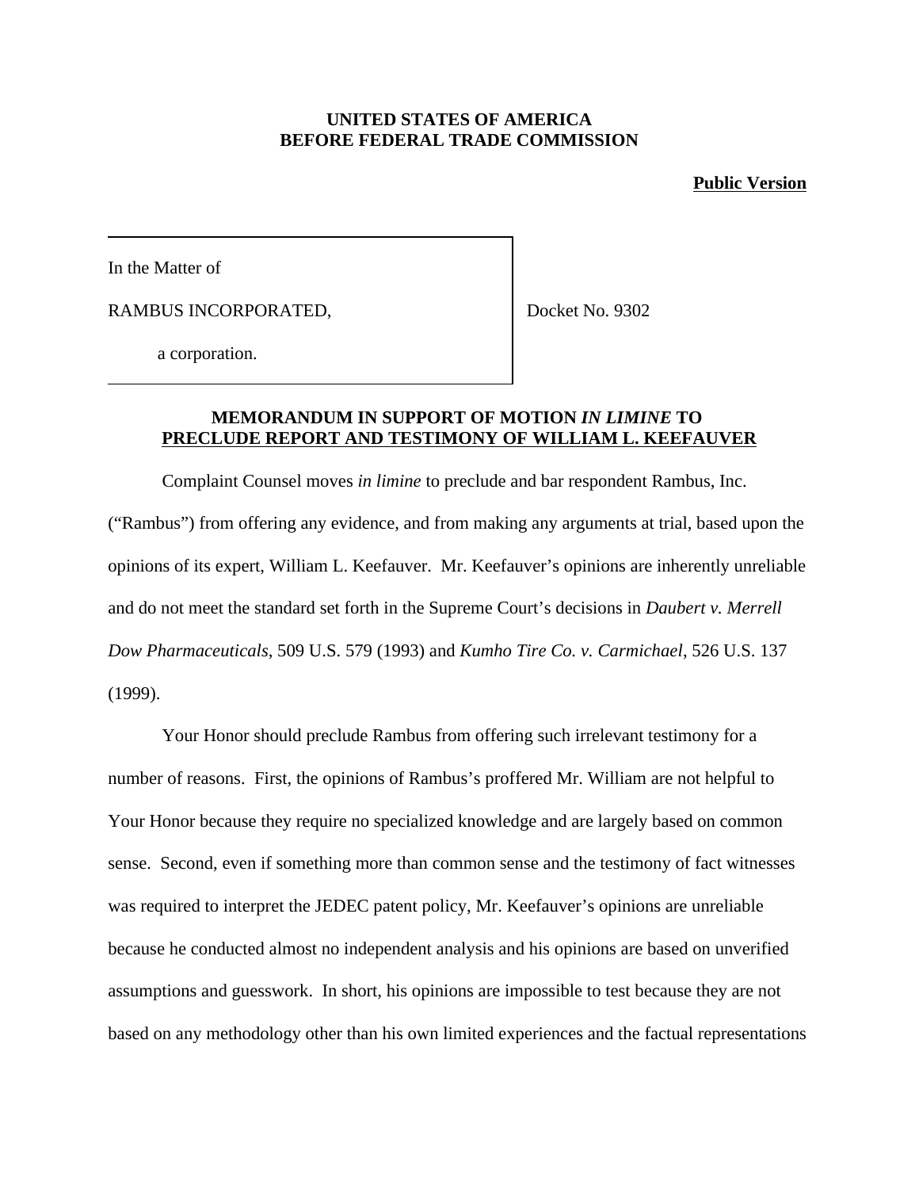**UNITED STATES OF AMERICA**
**BEFORE FEDERAL TRADE COMMISSION**

**Public Version**

| In the Matter of<br><br>RAMBUS INCORPORATED,<br><br>a corporation. | Docket No. 9302 |
| --- | --- |

**MEMORANDUM IN SUPPORT OF MOTION *IN LIMINE* TO PRECLUDE REPORT AND TESTIMONY OF WILLIAM L. KEEFAUVER**

Complaint Counsel moves *in limine* to preclude and bar respondent Rambus, Inc. ("Rambus") from offering any evidence, and from making any arguments at trial, based upon the opinions of its expert, William L. Keefauver. Mr. Keefauver's opinions are inherently unreliable and do not meet the standard set forth in the Supreme Court's decisions in *Daubert v. Merrell Dow Pharmaceuticals*, 509 U.S. 579 (1993) and *Kumho Tire Co. v. Carmichael*, 526 U.S. 137 (1999).

Your Honor should preclude Rambus from offering such irrelevant testimony for a number of reasons. First, the opinions of Rambus's proffered Mr. William are not helpful to Your Honor because they require no specialized knowledge and are largely based on common sense. Second, even if something more than common sense and the testimony of fact witnesses was required to interpret the JEDEC patent policy, Mr. Keefauver's opinions are unreliable because he conducted almost no independent analysis and his opinions are based on unverified assumptions and guesswork. In short, his opinions are impossible to test because they are not based on any methodology other than his own limited experiences and the factual representations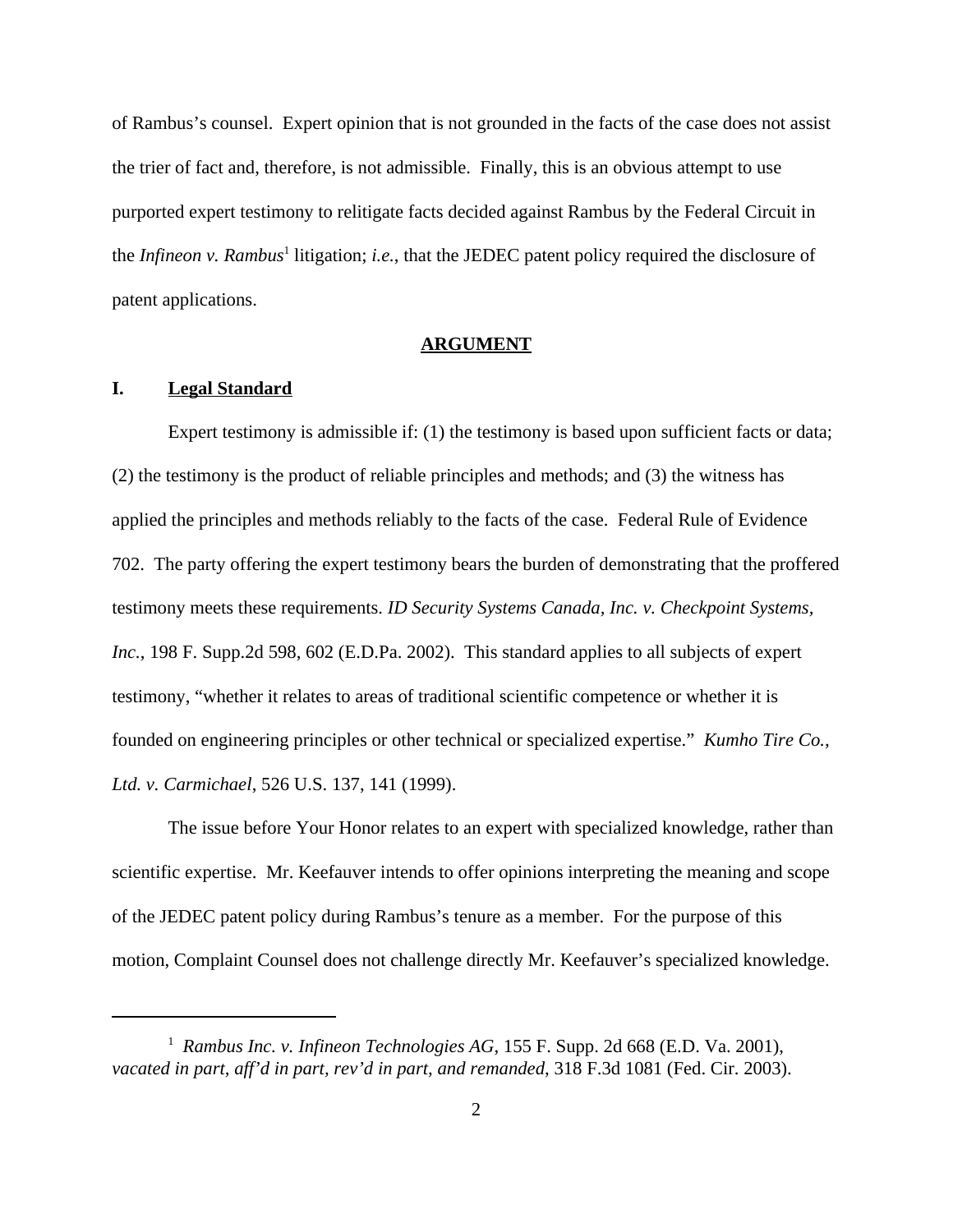of Rambus's counsel. Expert opinion that is not grounded in the facts of the case does not assist the trier of fact and, therefore, is not admissible. Finally, this is an obvious attempt to use purported expert testimony to relitigate facts decided against Rambus by the Federal Circuit in the *Infineon v. Rambus*[1] litigation; *i.e.*, that the JEDEC patent policy required the disclosure of patent applications.

## ARGUMENT

### I. Legal Standard

Expert testimony is admissible if: (1) the testimony is based upon sufficient facts or data; (2) the testimony is the product of reliable principles and methods; and (3) the witness has applied the principles and methods reliably to the facts of the case. Federal Rule of Evidence 702. The party offering the expert testimony bears the burden of demonstrating that the proffered testimony meets these requirements. *ID Security Systems Canada, Inc. v. Checkpoint Systems, Inc.*, 198 F. Supp.2d 598, 602 (E.D.Pa. 2002). This standard applies to all subjects of expert testimony, "whether it relates to areas of traditional scientific competence or whether it is founded on engineering principles or other technical or specialized expertise." *Kumho Tire Co., Ltd. v. Carmichael*, 526 U.S. 137, 141 (1999).

The issue before Your Honor relates to an expert with specialized knowledge, rather than scientific expertise. Mr. Keefauver intends to offer opinions interpreting the meaning and scope of the JEDEC patent policy during Rambus's tenure as a member. For the purpose of this motion, Complaint Counsel does not challenge directly Mr. Keefauver's specialized knowledge.

---

[1] *Rambus Inc. v. Infineon Technologies AG*, 155 F. Supp. 2d 668 (E.D. Va. 2001), *vacated in part, aff'd in part, rev'd in part, and remanded*, 318 F.3d 1081 (Fed. Cir. 2003).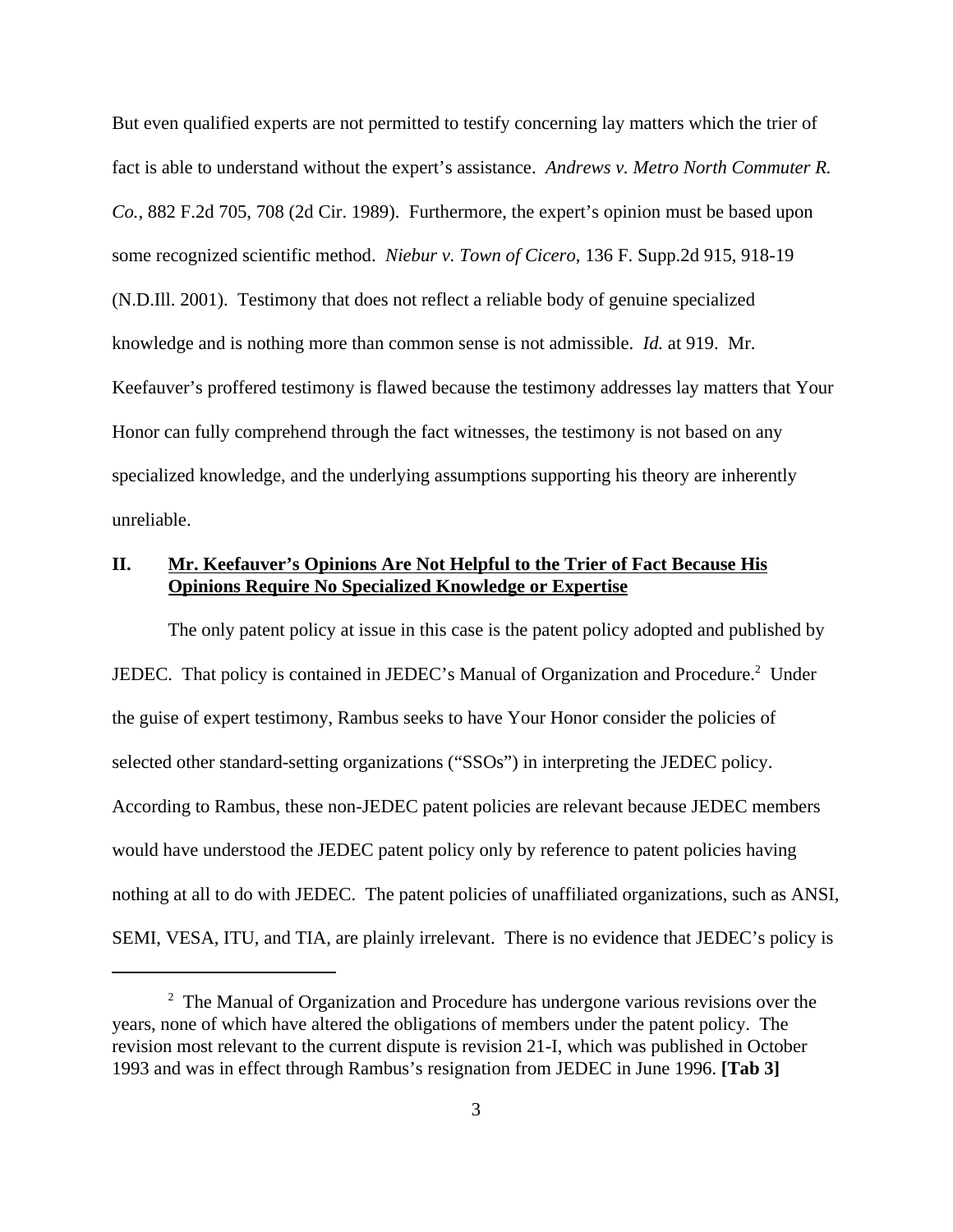But even qualified experts are not permitted to testify concerning lay matters which the trier of fact is able to understand without the expert's assistance. *Andrews v. Metro North Commuter R. Co.*, 882 F.2d 705, 708 (2d Cir. 1989). Furthermore, the expert's opinion must be based upon some recognized scientific method. *Niebur v. Town of Cicero*, 136 F. Supp.2d 915, 918-19 (N.D.Ill. 2001). Testimony that does not reflect a reliable body of genuine specialized knowledge and is nothing more than common sense is not admissible. *Id.* at 919. Mr. Keefauver's proffered testimony is flawed because the testimony addresses lay matters that Your Honor can fully comprehend through the fact witnesses, the testimony is not based on any specialized knowledge, and the underlying assumptions supporting his theory are inherently unreliable.

## II. Mr. Keefauver's Opinions Are Not Helpful to the Trier of Fact Because His Opinions Require No Specialized Knowledge or Expertise

The only patent policy at issue in this case is the patent policy adopted and published by JEDEC. That policy is contained in JEDEC's Manual of Organization and Procedure.[2] Under the guise of expert testimony, Rambus seeks to have Your Honor consider the policies of selected other standard-setting organizations ("SSOs") in interpreting the JEDEC policy. According to Rambus, these non-JEDEC patent policies are relevant because JEDEC members would have understood the JEDEC patent policy only by reference to patent policies having nothing at all to do with JEDEC. The patent policies of unaffiliated organizations, such as ANSI, SEMI, VESA, ITU, and TIA, are plainly irrelevant. There is no evidence that JEDEC's policy is

---

[2] The Manual of Organization and Procedure has undergone various revisions over the years, none of which have altered the obligations of members under the patent policy. The revision most relevant to the current dispute is revision 21-I, which was published in October 1993 and was in effect through Rambus's resignation from JEDEC in June 1996. **[Tab 3]**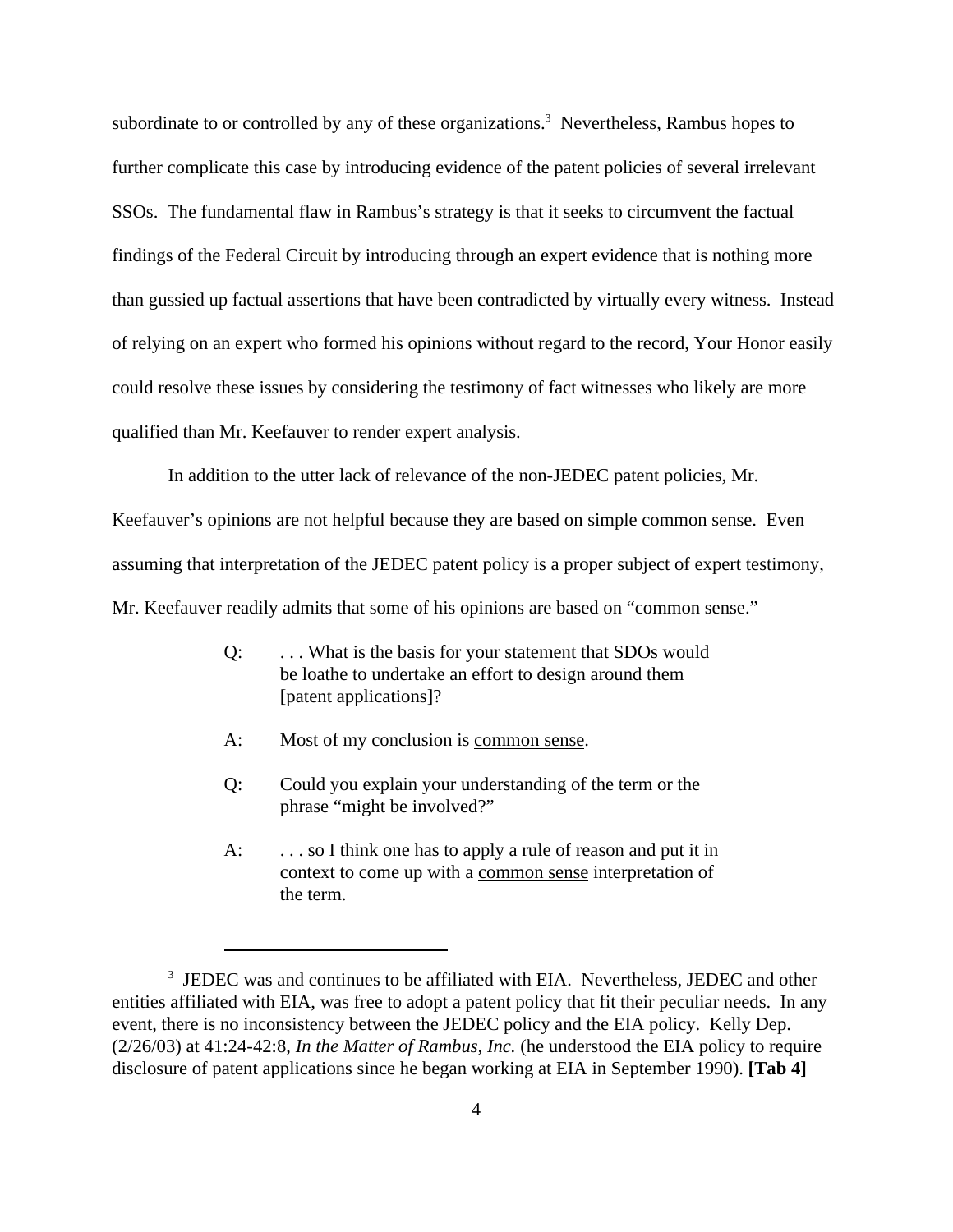subordinate to or controlled by any of these organizations.[3] Nevertheless, Rambus hopes to further complicate this case by introducing evidence of the patent policies of several irrelevant SSOs. The fundamental flaw in Rambus's strategy is that it seeks to circumvent the factual findings of the Federal Circuit by introducing through an expert evidence that is nothing more than gussied up factual assertions that have been contradicted by virtually every witness. Instead of relying on an expert who formed his opinions without regard to the record, Your Honor easily could resolve these issues by considering the testimony of fact witnesses who likely are more qualified than Mr. Keefauver to render expert analysis.

In addition to the utter lack of relevance of the non-JEDEC patent policies, Mr. Keefauver's opinions are not helpful because they are based on simple common sense. Even assuming that interpretation of the JEDEC patent policy is a proper subject of expert testimony, Mr. Keefauver readily admits that some of his opinions are based on "common sense."

> Q: . . . What is the basis for your statement that SDOs would be loathe to undertake an effort to design around them [patent applications]?
>
> A: Most of my conclusion is <u>common sense</u>.
>
> Q: Could you explain your understanding of the term or the phrase "might be involved?"
>
> A: . . . so I think one has to apply a rule of reason and put it in context to come up with a <u>common sense</u> interpretation of the term.

---

[3] JEDEC was and continues to be affiliated with EIA. Nevertheless, JEDEC and other entities affiliated with EIA, was free to adopt a patent policy that fit their peculiar needs. In any event, there is no inconsistency between the JEDEC policy and the EIA policy. Kelly Dep. (2/26/03) at 41:24-42:8, *In the Matter of Rambus, Inc.* (he understood the EIA policy to require disclosure of patent applications since he began working at EIA in September 1990). **[Tab 4]**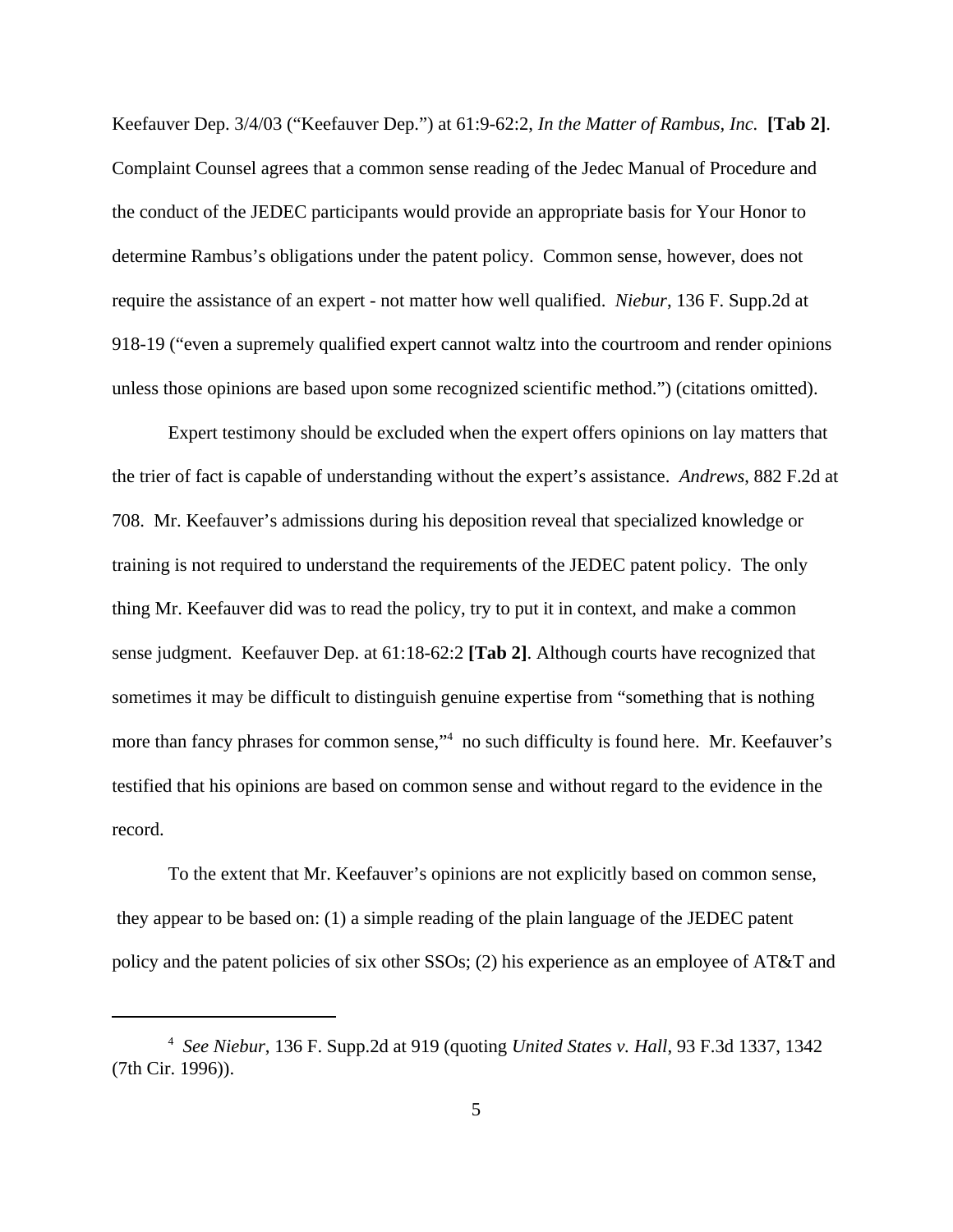Keefauver Dep. 3/4/03 ("Keefauver Dep.") at 61:9-62:2, *In the Matter of Rambus, Inc.* **[Tab 2]**. Complaint Counsel agrees that a common sense reading of the Jedec Manual of Procedure and the conduct of the JEDEC participants would provide an appropriate basis for Your Honor to determine Rambus's obligations under the patent policy. Common sense, however, does not require the assistance of an expert - not matter how well qualified. *Niebur*, 136 F. Supp.2d at 918-19 ("even a supremely qualified expert cannot waltz into the courtroom and render opinions unless those opinions are based upon some recognized scientific method.") (citations omitted).

Expert testimony should be excluded when the expert offers opinions on lay matters that the trier of fact is capable of understanding without the expert's assistance. *Andrews*, 882 F.2d at 708. Mr. Keefauver's admissions during his deposition reveal that specialized knowledge or training is not required to understand the requirements of the JEDEC patent policy. The only thing Mr. Keefauver did was to read the policy, try to put it in context, and make a common sense judgment. Keefauver Dep. at 61:18-62:2 **[Tab 2]**. Although courts have recognized that sometimes it may be difficult to distinguish genuine expertise from "something that is nothing more than fancy phrases for common sense,"[4] no such difficulty is found here. Mr. Keefauver's testified that his opinions are based on common sense and without regard to the evidence in the record.

To the extent that Mr. Keefauver's opinions are not explicitly based on common sense, they appear to be based on: (1) a simple reading of the plain language of the JEDEC patent policy and the patent policies of six other SSOs; (2) his experience as an employee of AT&T and

---

[4] *See Niebur*, 136 F. Supp.2d at 919 (quoting *United States v. Hall*, 93 F.3d 1337, 1342 (7th Cir. 1996)).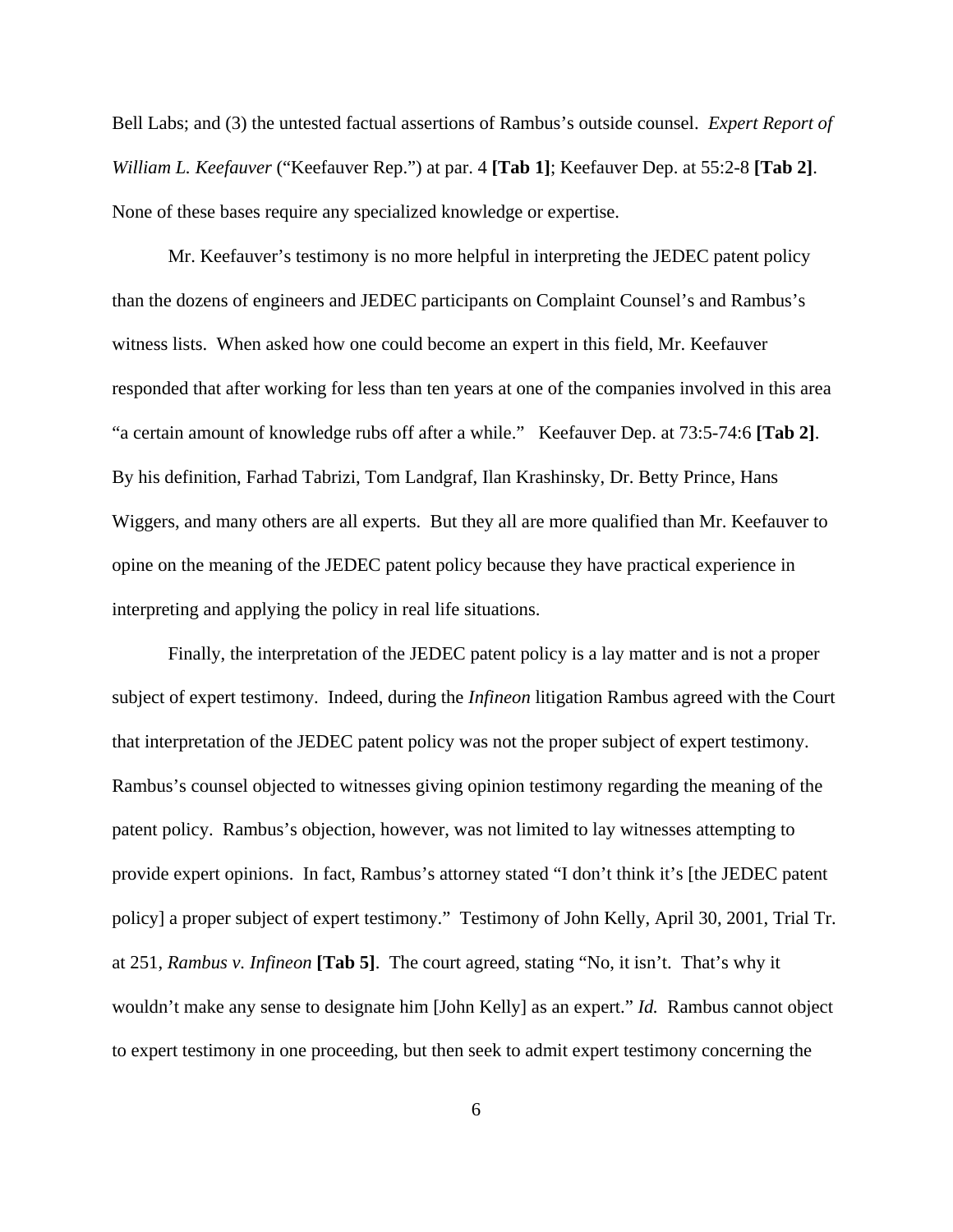Bell Labs; and (3) the untested factual assertions of Rambus's outside counsel. *Expert Report of William L. Keefauver* ("Keefauver Rep.") at par. 4 **[Tab 1]**; Keefauver Dep. at 55:2-8 **[Tab 2]**. None of these bases require any specialized knowledge or expertise.

Mr. Keefauver's testimony is no more helpful in interpreting the JEDEC patent policy than the dozens of engineers and JEDEC participants on Complaint Counsel's and Rambus's witness lists. When asked how one could become an expert in this field, Mr. Keefauver responded that after working for less than ten years at one of the companies involved in this area "a certain amount of knowledge rubs off after a while." Keefauver Dep. at 73:5-74:6 **[Tab 2]**. By his definition, Farhad Tabrizi, Tom Landgraf, Ilan Krashinsky, Dr. Betty Prince, Hans Wiggers, and many others are all experts. But they all are more qualified than Mr. Keefauver to opine on the meaning of the JEDEC patent policy because they have practical experience in interpreting and applying the policy in real life situations.

Finally, the interpretation of the JEDEC patent policy is a lay matter and is not a proper subject of expert testimony. Indeed, during the *Infineon* litigation Rambus agreed with the Court that interpretation of the JEDEC patent policy was not the proper subject of expert testimony. Rambus's counsel objected to witnesses giving opinion testimony regarding the meaning of the patent policy. Rambus's objection, however, was not limited to lay witnesses attempting to provide expert opinions. In fact, Rambus's attorney stated "I don't think it's [the JEDEC patent policy] a proper subject of expert testimony." Testimony of John Kelly, April 30, 2001, Trial Tr. at 251, *Rambus v. Infineon* **[Tab 5]**. The court agreed, stating "No, it isn't. That's why it wouldn't make any sense to designate him [John Kelly] as an expert." *Id.* Rambus cannot object to expert testimony in one proceeding, but then seek to admit expert testimony concerning the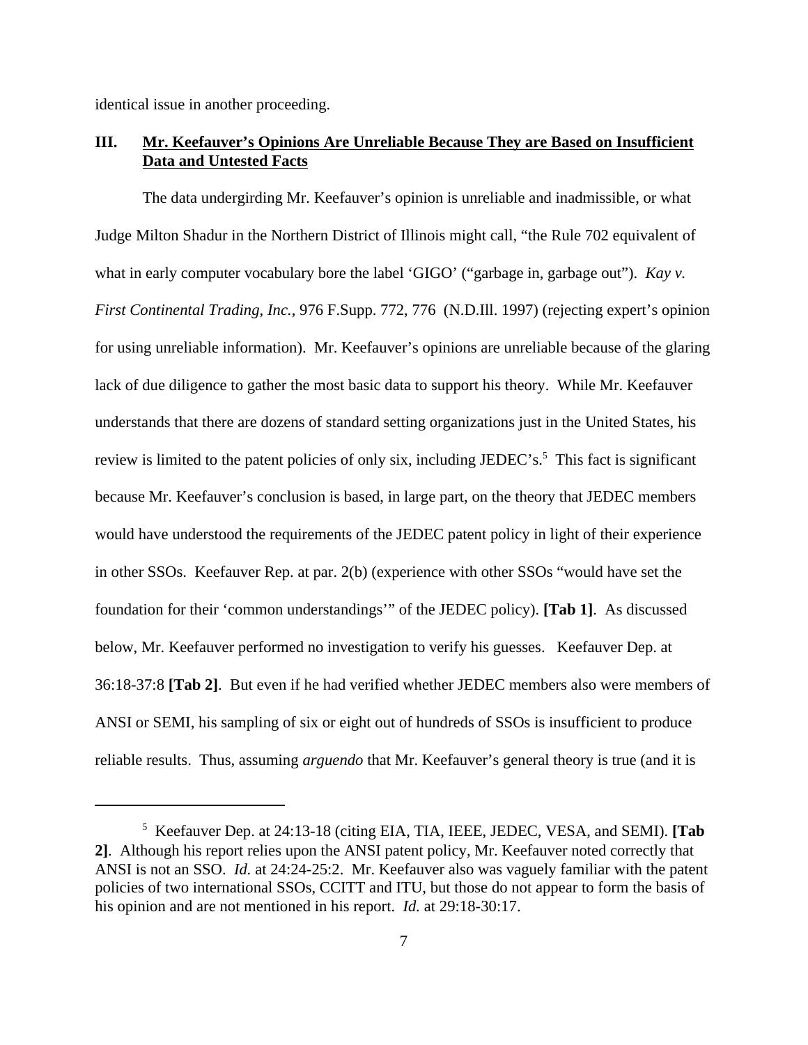identical issue in another proceeding.

## III. Mr. Keefauver's Opinions Are Unreliable Because They are Based on Insufficient Data and Untested Facts

The data undergirding Mr. Keefauver's opinion is unreliable and inadmissible, or what Judge Milton Shadur in the Northern District of Illinois might call, "the Rule 702 equivalent of what in early computer vocabulary bore the label 'GIGO' ("garbage in, garbage out"). *Kay v. First Continental Trading, Inc.*, 976 F.Supp. 772, 776 (N.D.Ill. 1997) (rejecting expert's opinion for using unreliable information). Mr. Keefauver's opinions are unreliable because of the glaring lack of due diligence to gather the most basic data to support his theory. While Mr. Keefauver understands that there are dozens of standard setting organizations just in the United States, his review is limited to the patent policies of only six, including JEDEC's.[5] This fact is significant because Mr. Keefauver's conclusion is based, in large part, on the theory that JEDEC members would have understood the requirements of the JEDEC patent policy in light of their experience in other SSOs. Keefauver Rep. at par. 2(b) (experience with other SSOs "would have set the foundation for their 'common understandings'" of the JEDEC policy). **[Tab 1]**. As discussed below, Mr. Keefauver performed no investigation to verify his guesses. Keefauver Dep. at 36:18-37:8 **[Tab 2]**. But even if he had verified whether JEDEC members also were members of ANSI or SEMI, his sampling of six or eight out of hundreds of SSOs is insufficient to produce reliable results. Thus, assuming *arguendo* that Mr. Keefauver's general theory is true (and it is

---

[5] Keefauver Dep. at 24:13-18 (citing EIA, TIA, IEEE, JEDEC, VESA, and SEMI). **[Tab 2]**. Although his report relies upon the ANSI patent policy, Mr. Keefauver noted correctly that ANSI is not an SSO. *Id.* at 24:24-25:2. Mr. Keefauver also was vaguely familiar with the patent policies of two international SSOs, CCITT and ITU, but those do not appear to form the basis of his opinion and are not mentioned in his report. *Id.* at 29:18-30:17.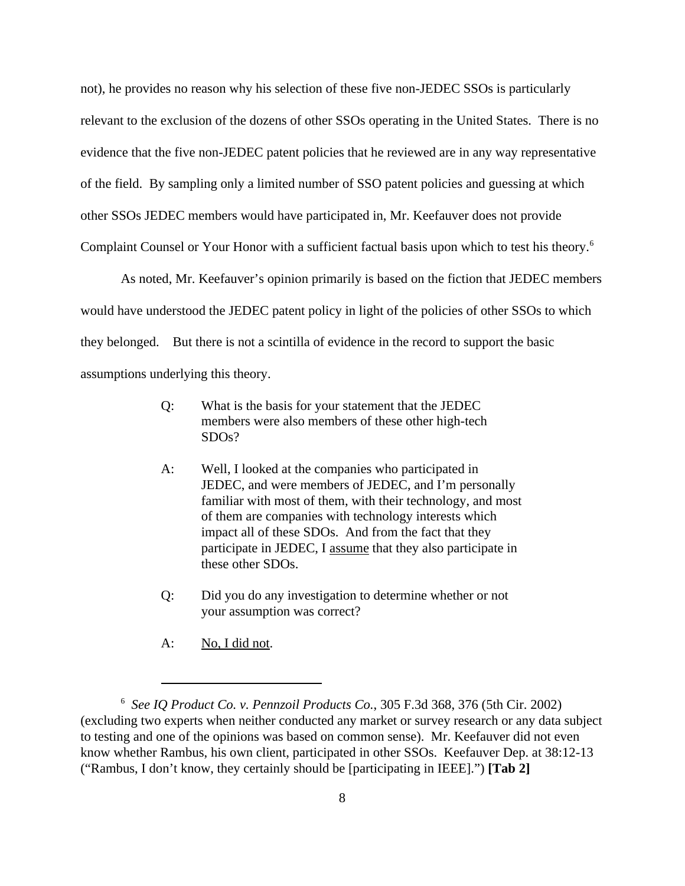not), he provides no reason why his selection of these five non-JEDEC SSOs is particularly relevant to the exclusion of the dozens of other SSOs operating in the United States. There is no evidence that the five non-JEDEC patent policies that he reviewed are in any way representative of the field. By sampling only a limited number of SSO patent policies and guessing at which other SSOs JEDEC members would have participated in, Mr. Keefauver does not provide Complaint Counsel or Your Honor with a sufficient factual basis upon which to test his theory.[6]

As noted, Mr. Keefauver's opinion primarily is based on the fiction that JEDEC members would have understood the JEDEC patent policy in light of the policies of other SSOs to which they belonged. But there is not a scintilla of evidence in the record to support the basic assumptions underlying this theory.

> Q: What is the basis for your statement that the JEDEC members were also members of these other high-tech SDOs?
>
> A: Well, I looked at the companies who participated in JEDEC, and were members of JEDEC, and I'm personally familiar with most of them, with their technology, and most of them are companies with technology interests which impact all of these SDOs. And from the fact that they participate in JEDEC, I <u>assume</u> that they also participate in these other SDOs.
>
> Q: Did you do any investigation to determine whether or not your assumption was correct?
>
> A: <u>No, I did not</u>.

---

[6] *See IQ Product Co. v. Pennzoil Products Co.*, 305 F.3d 368, 376 (5th Cir. 2002) (excluding two experts when neither conducted any market or survey research or any data subject to testing and one of the opinions was based on common sense). Mr. Keefauver did not even know whether Rambus, his own client, participated in other SSOs. Keefauver Dep. at 38:12-13 ("Rambus, I don't know, they certainly should be [participating in IEEE].") **[Tab 2]**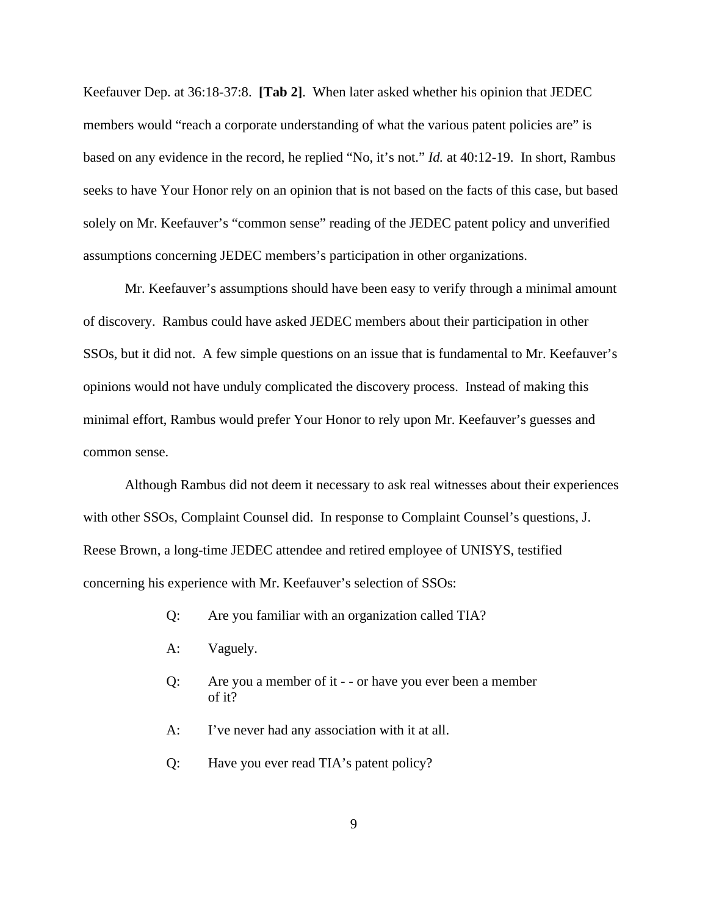Keefauver Dep. at 36:18-37:8. **[Tab 2]**. When later asked whether his opinion that JEDEC members would "reach a corporate understanding of what the various patent policies are" is based on any evidence in the record, he replied "No, it's not." *Id.* at 40:12-19. In short, Rambus seeks to have Your Honor rely on an opinion that is not based on the facts of this case, but based solely on Mr. Keefauver's "common sense" reading of the JEDEC patent policy and unverified assumptions concerning JEDEC members's participation in other organizations.

Mr. Keefauver's assumptions should have been easy to verify through a minimal amount of discovery. Rambus could have asked JEDEC members about their participation in other SSOs, but it did not. A few simple questions on an issue that is fundamental to Mr. Keefauver's opinions would not have unduly complicated the discovery process. Instead of making this minimal effort, Rambus would prefer Your Honor to rely upon Mr. Keefauver's guesses and common sense.

Although Rambus did not deem it necessary to ask real witnesses about their experiences with other SSOs, Complaint Counsel did. In response to Complaint Counsel's questions, J. Reese Brown, a long-time JEDEC attendee and retired employee of UNISYS, testified concerning his experience with Mr. Keefauver's selection of SSOs:

> Q: Are you familiar with an organization called TIA?
>
> A: Vaguely.
>
> Q: Are you a member of it - - or have you ever been a member of it?
>
> A: I've never had any association with it at all.
>
> Q: Have you ever read TIA's patent policy?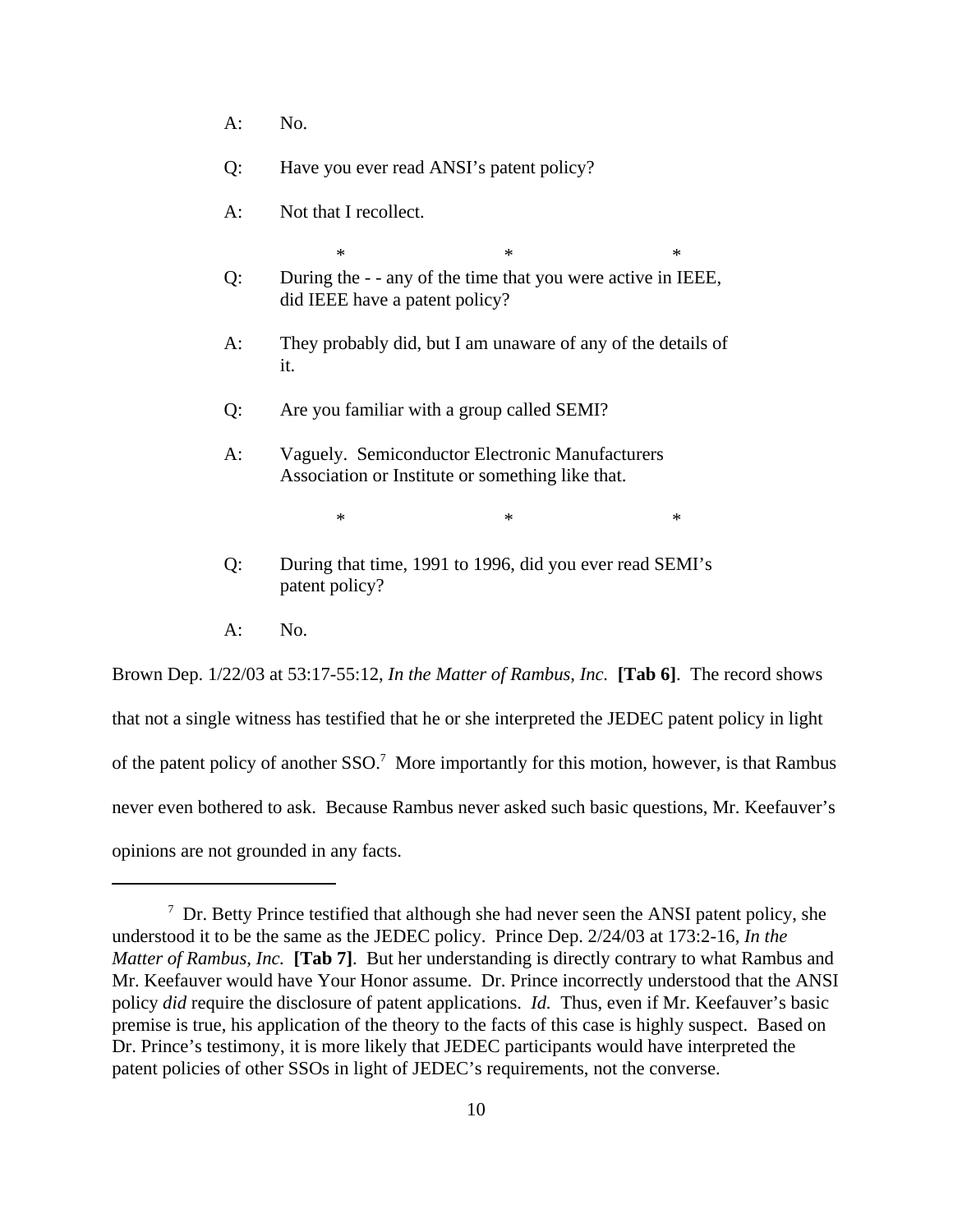A: No.

Q: Have you ever read ANSI's patent policy?

A: Not that I recollect.

\* \* \*

Q: During the - - any of the time that you were active in IEEE, did IEEE have a patent policy?

A: They probably did, but I am unaware of any of the details of it.

Q: Are you familiar with a group called SEMI?

A: Vaguely. Semiconductor Electronic Manufacturers Association or Institute or something like that.

\* \* \*

Q: During that time, 1991 to 1996, did you ever read SEMI's patent policy?

A: No.

Brown Dep. 1/22/03 at 53:17-55:12, *In the Matter of Rambus, Inc.* **[Tab 6]**. The record shows that not a single witness has testified that he or she interpreted the JEDEC patent policy in light of the patent policy of another SSO.[7] More importantly for this motion, however, is that Rambus never even bothered to ask. Because Rambus never asked such basic questions, Mr. Keefauver's opinions are not grounded in any facts.

---

[7] Dr. Betty Prince testified that although she had never seen the ANSI patent policy, she understood it to be the same as the JEDEC policy. Prince Dep. 2/24/03 at 173:2-16, *In the Matter of Rambus, Inc.* **[Tab 7]**. But her understanding is directly contrary to what Rambus and Mr. Keefauver would have Your Honor assume. Dr. Prince incorrectly understood that the ANSI policy *did* require the disclosure of patent applications. *Id.* Thus, even if Mr. Keefauver's basic premise is true, his application of the theory to the facts of this case is highly suspect. Based on Dr. Prince's testimony, it is more likely that JEDEC participants would have interpreted the patent policies of other SSOs in light of JEDEC's requirements, not the converse.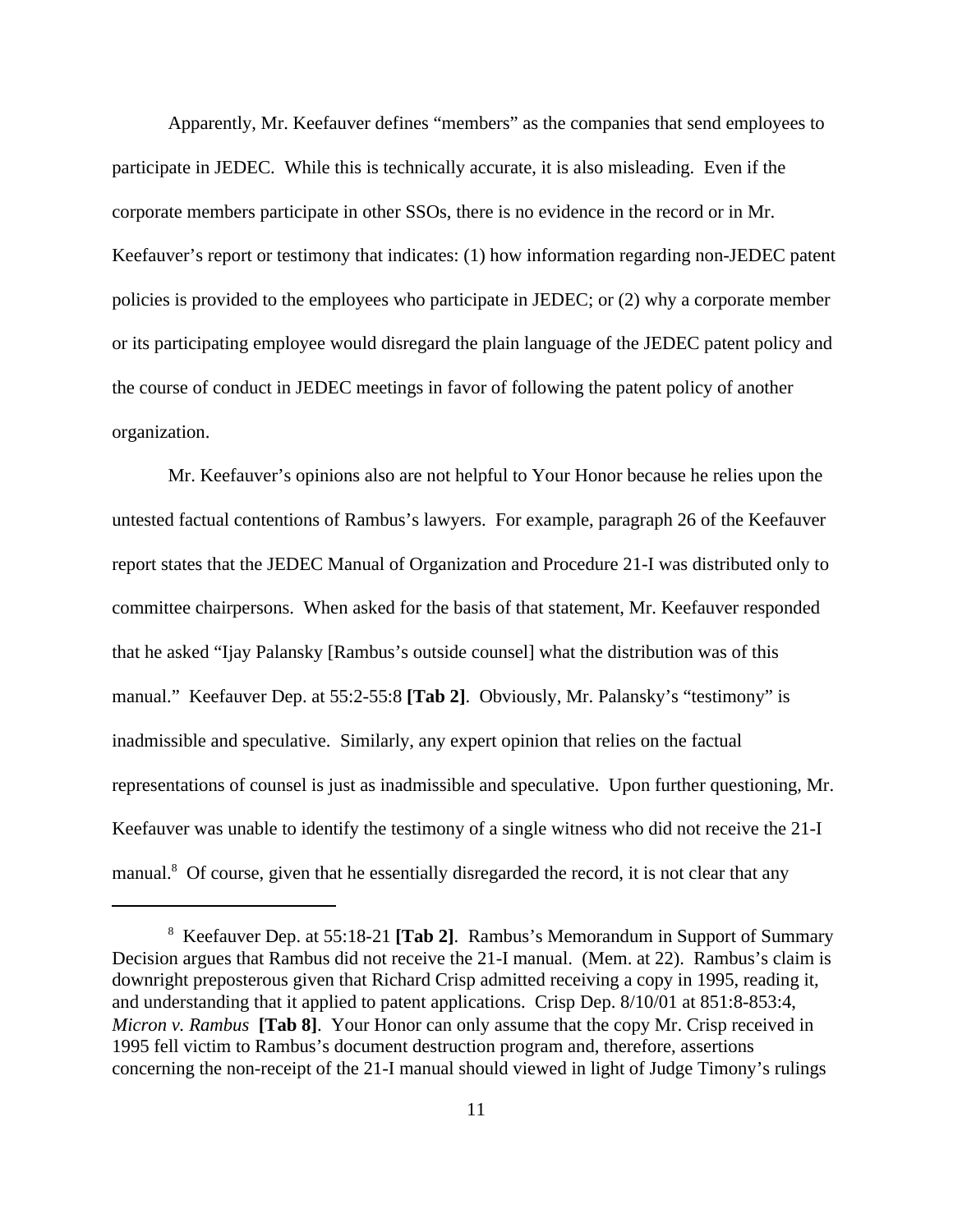Apparently, Mr. Keefauver defines "members" as the companies that send employees to participate in JEDEC. While this is technically accurate, it is also misleading. Even if the corporate members participate in other SSOs, there is no evidence in the record or in Mr. Keefauver's report or testimony that indicates: (1) how information regarding non-JEDEC patent policies is provided to the employees who participate in JEDEC; or (2) why a corporate member or its participating employee would disregard the plain language of the JEDEC patent policy and the course of conduct in JEDEC meetings in favor of following the patent policy of another organization.

Mr. Keefauver's opinions also are not helpful to Your Honor because he relies upon the untested factual contentions of Rambus's lawyers. For example, paragraph 26 of the Keefauver report states that the JEDEC Manual of Organization and Procedure 21-I was distributed only to committee chairpersons. When asked for the basis of that statement, Mr. Keefauver responded that he asked "Ijay Palansky [Rambus's outside counsel] what the distribution was of this manual." Keefauver Dep. at 55:2-55:8 **[Tab 2]**. Obviously, Mr. Palansky's "testimony" is inadmissible and speculative. Similarly, any expert opinion that relies on the factual representations of counsel is just as inadmissible and speculative. Upon further questioning, Mr. Keefauver was unable to identify the testimony of a single witness who did not receive the 21-I manual.[8] Of course, given that he essentially disregarded the record, it is not clear that any

---

[8] Keefauver Dep. at 55:18-21 **[Tab 2]**. Rambus's Memorandum in Support of Summary Decision argues that Rambus did not receive the 21-I manual. (Mem. at 22). Rambus's claim is downright preposterous given that Richard Crisp admitted receiving a copy in 1995, reading it, and understanding that it applied to patent applications. Crisp Dep. 8/10/01 at 851:8-853:4, *Micron v. Rambus* **[Tab 8]**. Your Honor can only assume that the copy Mr. Crisp received in 1995 fell victim to Rambus's document destruction program and, therefore, assertions concerning the non-receipt of the 21-I manual should viewed in light of Judge Timony's rulings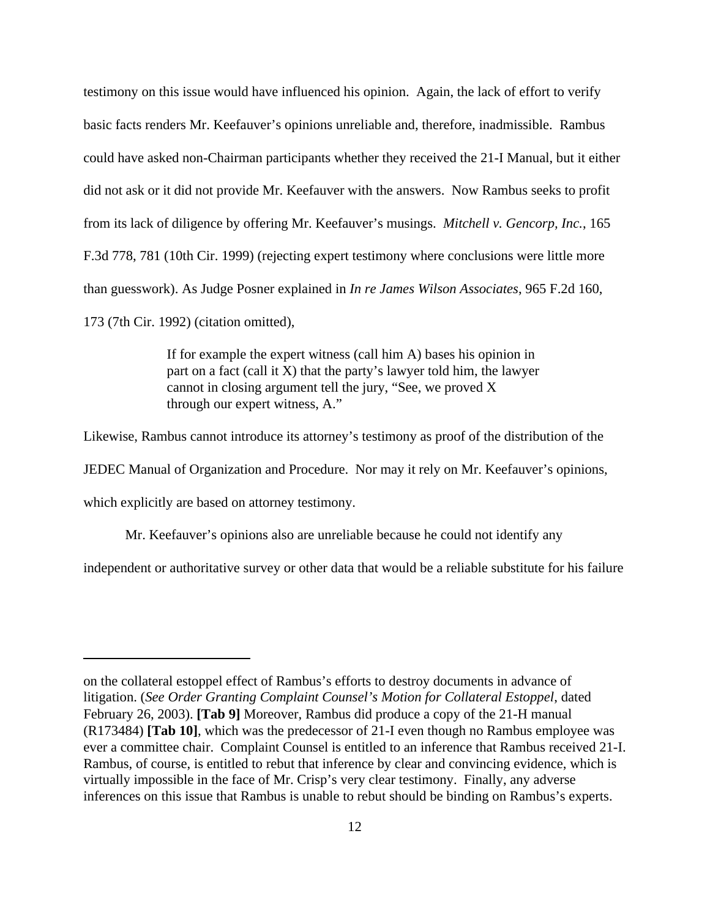testimony on this issue would have influenced his opinion. Again, the lack of effort to verify basic facts renders Mr. Keefauver's opinions unreliable and, therefore, inadmissible. Rambus could have asked non-Chairman participants whether they received the 21-I Manual, but it either did not ask or it did not provide Mr. Keefauver with the answers. Now Rambus seeks to profit from its lack of diligence by offering Mr. Keefauver's musings. *Mitchell v. Gencorp, Inc.*, 165 F.3d 778, 781 (10th Cir. 1999) (rejecting expert testimony where conclusions were little more than guesswork). As Judge Posner explained in *In re James Wilson Associates*, 965 F.2d 160, 173 (7th Cir. 1992) (citation omitted),

> If for example the expert witness (call him A) bases his opinion in part on a fact (call it X) that the party's lawyer told him, the lawyer cannot in closing argument tell the jury, "See, we proved X through our expert witness, A."

Likewise, Rambus cannot introduce its attorney's testimony as proof of the distribution of the JEDEC Manual of Organization and Procedure. Nor may it rely on Mr. Keefauver's opinions, which explicitly are based on attorney testimony.

Mr. Keefauver's opinions also are unreliable because he could not identify any independent or authoritative survey or other data that would be a reliable substitute for his failure

---

on the collateral estoppel effect of Rambus's efforts to destroy documents in advance of litigation. (*See Order Granting Complaint Counsel's Motion for Collateral Estoppel*, dated February 26, 2003). **[Tab 9]** Moreover, Rambus did produce a copy of the 21-H manual (R173484) **[Tab 10]**, which was the predecessor of 21-I even though no Rambus employee was ever a committee chair. Complaint Counsel is entitled to an inference that Rambus received 21-I. Rambus, of course, is entitled to rebut that inference by clear and convincing evidence, which is virtually impossible in the face of Mr. Crisp's very clear testimony. Finally, any adverse inferences on this issue that Rambus is unable to rebut should be binding on Rambus's experts.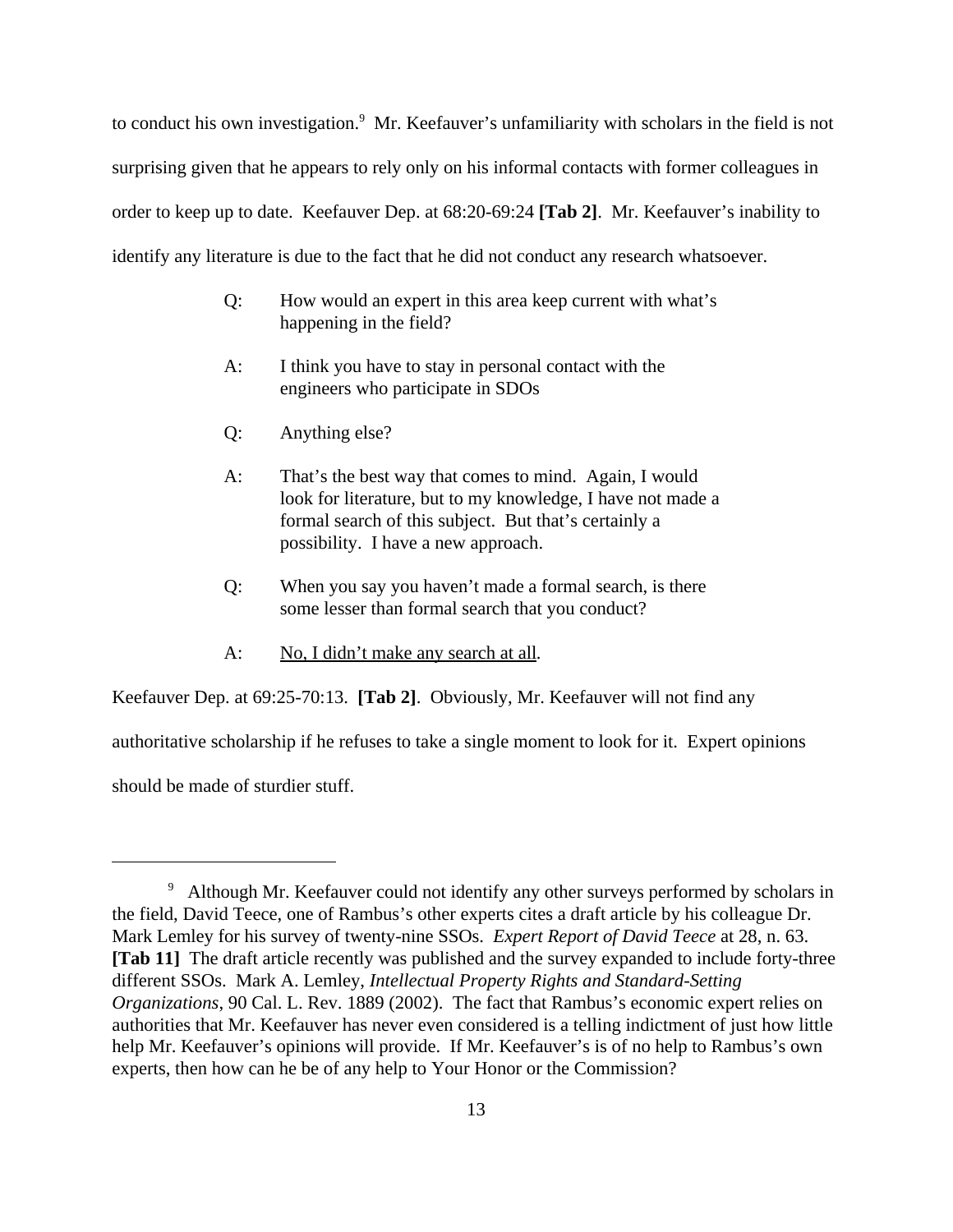to conduct his own investigation.[9] Mr. Keefauver's unfamiliarity with scholars in the field is not surprising given that he appears to rely only on his informal contacts with former colleagues in order to keep up to date. Keefauver Dep. at 68:20-69:24 **[Tab 2]**. Mr. Keefauver's inability to identify any literature is due to the fact that he did not conduct any research whatsoever.

> Q: How would an expert in this area keep current with what's happening in the field?
>
> A: I think you have to stay in personal contact with the engineers who participate in SDOs
>
> Q: Anything else?
>
> A: That's the best way that comes to mind. Again, I would look for literature, but to my knowledge, I have not made a formal search of this subject. But that's certainly a possibility. I have a new approach.
>
> Q: When you say you haven't made a formal search, is there some lesser than formal search that you conduct?
>
> A: <u>No, I didn't make any search at all</u>.

Keefauver Dep. at 69:25-70:13. **[Tab 2]**. Obviously, Mr. Keefauver will not find any authoritative scholarship if he refuses to take a single moment to look for it. Expert opinions should be made of sturdier stuff.

---

[9] Although Mr. Keefauver could not identify any other surveys performed by scholars in the field, David Teece, one of Rambus's other experts cites a draft article by his colleague Dr. Mark Lemley for his survey of twenty-nine SSOs. *Expert Report of David Teece* at 28, n. 63. **[Tab 11]** The draft article recently was published and the survey expanded to include forty-three different SSOs. Mark A. Lemley, *Intellectual Property Rights and Standard-Setting Organizations*, 90 Cal. L. Rev. 1889 (2002). The fact that Rambus's economic expert relies on authorities that Mr. Keefauver has never even considered is a telling indictment of just how little help Mr. Keefauver's opinions will provide. If Mr. Keefauver's is of no help to Rambus's own experts, then how can he be of any help to Your Honor or the Commission?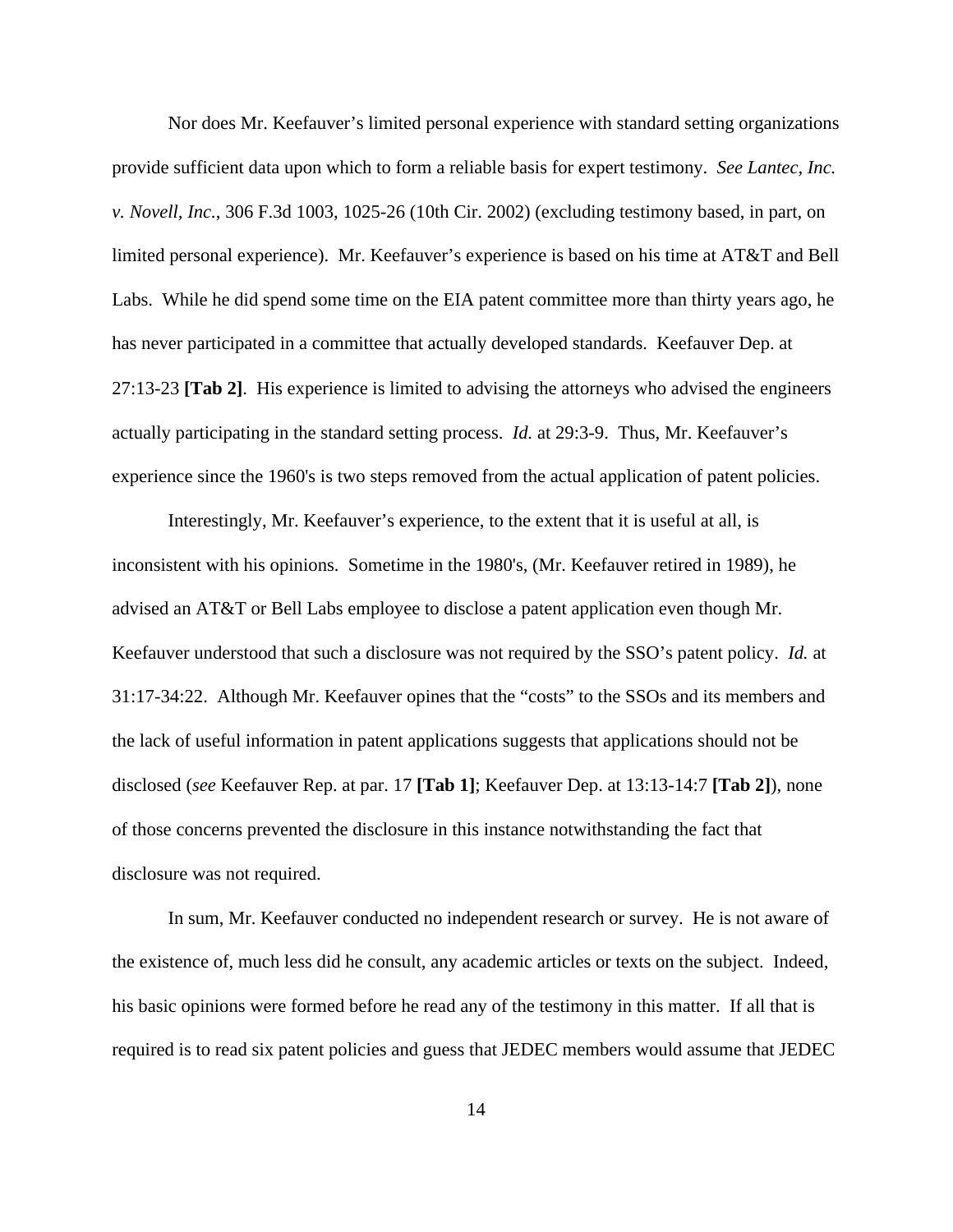Nor does Mr. Keefauver's limited personal experience with standard setting organizations provide sufficient data upon which to form a reliable basis for expert testimony. *See Lantec, Inc. v. Novell, Inc.*, 306 F.3d 1003, 1025-26 (10th Cir. 2002) (excluding testimony based, in part, on limited personal experience). Mr. Keefauver's experience is based on his time at AT&T and Bell Labs. While he did spend some time on the EIA patent committee more than thirty years ago, he has never participated in a committee that actually developed standards. Keefauver Dep. at 27:13-23 **[Tab 2]**. His experience is limited to advising the attorneys who advised the engineers actually participating in the standard setting process. *Id.* at 29:3-9. Thus, Mr. Keefauver's experience since the 1960's is two steps removed from the actual application of patent policies.

Interestingly, Mr. Keefauver's experience, to the extent that it is useful at all, is inconsistent with his opinions. Sometime in the 1980's, (Mr. Keefauver retired in 1989), he advised an AT&T or Bell Labs employee to disclose a patent application even though Mr. Keefauver understood that such a disclosure was not required by the SSO's patent policy. *Id.* at 31:17-34:22. Although Mr. Keefauver opines that the "costs" to the SSOs and its members and the lack of useful information in patent applications suggests that applications should not be disclosed (*see* Keefauver Rep. at par. 17 **[Tab 1]**; Keefauver Dep. at 13:13-14:7 **[Tab 2]**), none of those concerns prevented the disclosure in this instance notwithstanding the fact that disclosure was not required.

In sum, Mr. Keefauver conducted no independent research or survey. He is not aware of the existence of, much less did he consult, any academic articles or texts on the subject. Indeed, his basic opinions were formed before he read any of the testimony in this matter. If all that is required is to read six patent policies and guess that JEDEC members would assume that JEDEC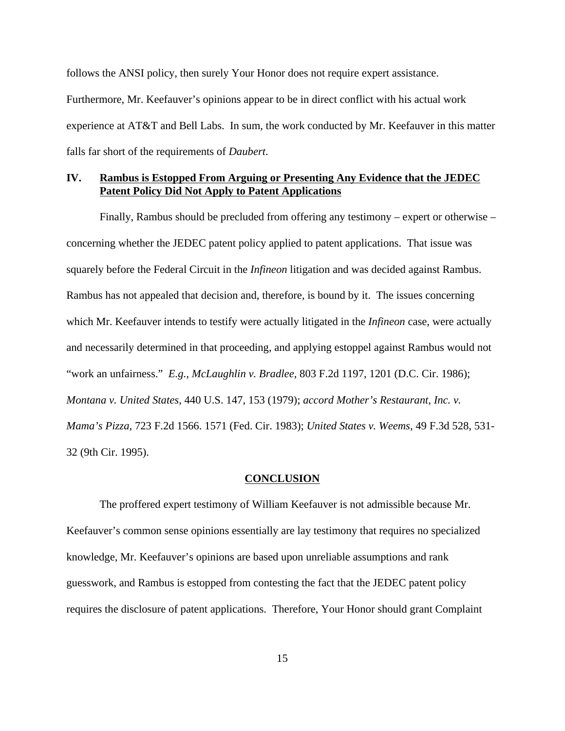follows the ANSI policy, then surely Your Honor does not require expert assistance. Furthermore, Mr. Keefauver's opinions appear to be in direct conflict with his actual work experience at AT&T and Bell Labs. In sum, the work conducted by Mr. Keefauver in this matter falls far short of the requirements of *Daubert*.

## IV. Rambus is Estopped From Arguing or Presenting Any Evidence that the JEDEC Patent Policy Did Not Apply to Patent Applications

Finally, Rambus should be precluded from offering any testimony – expert or otherwise – concerning whether the JEDEC patent policy applied to patent applications. That issue was squarely before the Federal Circuit in the *Infineon* litigation and was decided against Rambus. Rambus has not appealed that decision and, therefore, is bound by it. The issues concerning which Mr. Keefauver intends to testify were actually litigated in the *Infineon* case, were actually and necessarily determined in that proceeding, and applying estoppel against Rambus would not "work an unfairness." *E.g., McLaughlin v. Bradlee*, 803 F.2d 1197, 1201 (D.C. Cir. 1986); *Montana v. United States*, 440 U.S. 147, 153 (1979); *accord Mother's Restaurant, Inc. v. Mama's Pizza*, 723 F.2d 1566. 1571 (Fed. Cir. 1983); *United States v. Weems*, 49 F.3d 528, 531-32 (9th Cir. 1995).

## CONCLUSION

The proffered expert testimony of William Keefauver is not admissible because Mr. Keefauver's common sense opinions essentially are lay testimony that requires no specialized knowledge, Mr. Keefauver's opinions are based upon unreliable assumptions and rank guesswork, and Rambus is estopped from contesting the fact that the JEDEC patent policy requires the disclosure of patent applications. Therefore, Your Honor should grant Complaint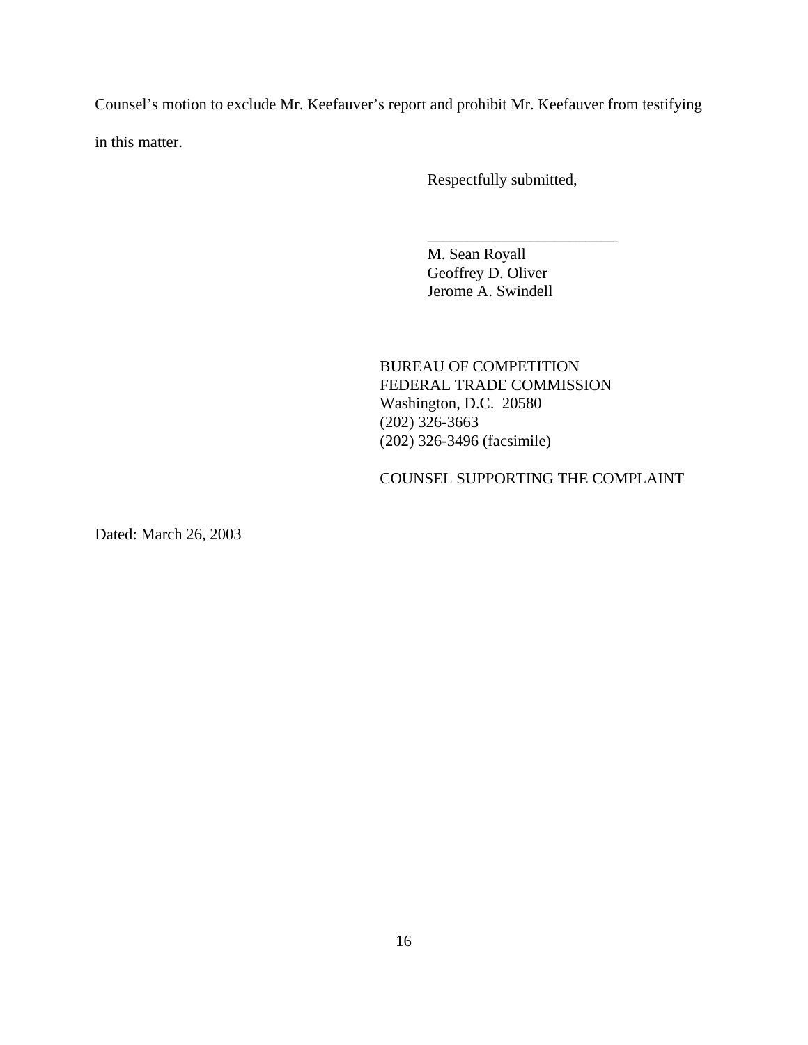Counsel's motion to exclude Mr. Keefauver's report and prohibit Mr. Keefauver from testifying in this matter.

Respectfully submitted,

\_\_\_\_\_\_\_\_\_\_\_\_\_\_\_\_\_\_\_\_\_\_\_\_\_

M. Sean Royall  
Geoffrey D. Oliver  
Jerome A. Swindell

BUREAU OF COMPETITION  
FEDERAL TRADE COMMISSION  
Washington, D.C. 20580  
(202) 326-3663  
(202) 326-3496 (facsimile)

COUNSEL SUPPORTING THE COMPLAINT

Dated: March 26, 2003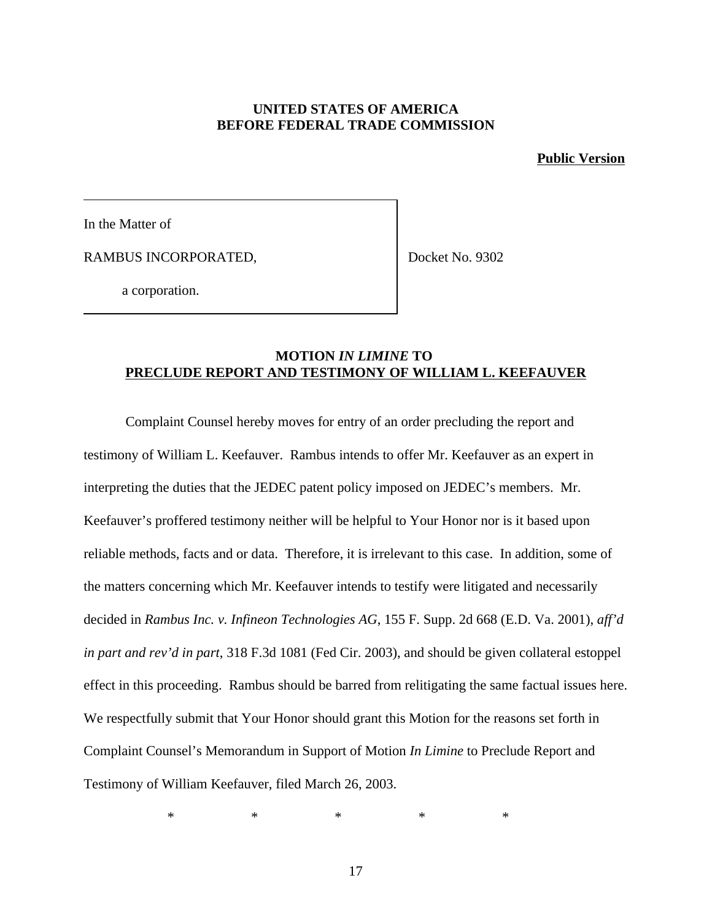**UNITED STATES OF AMERICA**
**BEFORE FEDERAL TRADE COMMISSION**

**Public Version**

In the Matter of

RAMBUS INCORPORATED,

a corporation.

Docket No. 9302

## MOTION *IN LIMINE* TO PRECLUDE REPORT AND TESTIMONY OF WILLIAM L. KEEFAUVER

Complaint Counsel hereby moves for entry of an order precluding the report and testimony of William L. Keefauver. Rambus intends to offer Mr. Keefauver as an expert in interpreting the duties that the JEDEC patent policy imposed on JEDEC's members. Mr. Keefauver's proffered testimony neither will be helpful to Your Honor nor is it based upon reliable methods, facts and or data. Therefore, it is irrelevant to this case. In addition, some of the matters concerning which Mr. Keefauver intends to testify were litigated and necessarily decided in *Rambus Inc. v. Infineon Technologies AG*, 155 F. Supp. 2d 668 (E.D. Va. 2001), *aff'd in part and rev'd in part*, 318 F.3d 1081 (Fed Cir. 2003), and should be given collateral estoppel effect in this proceeding. Rambus should be barred from relitigating the same factual issues here. We respectfully submit that Your Honor should grant this Motion for the reasons set forth in Complaint Counsel's Memorandum in Support of Motion *In Limine* to Preclude Report and Testimony of William Keefauver, filed March 26, 2003.

\* \* \* \* \*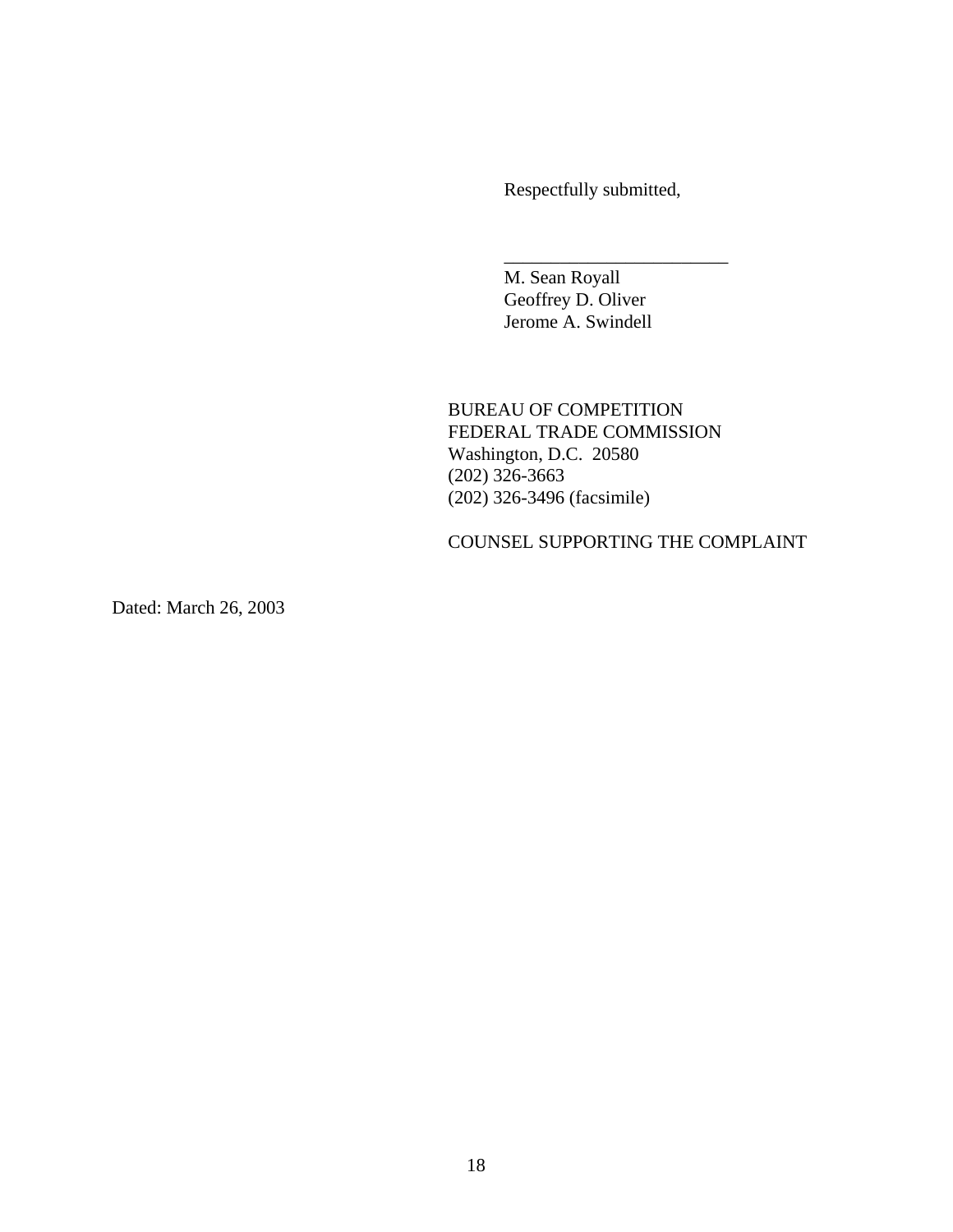Respectfully submitted,

\_\_\_\_\_\_\_\_\_\_\_\_\_\_\_\_\_\_\_\_\_\_\_\_\_

M. Sean Royall
Geoffrey D. Oliver
Jerome A. Swindell

BUREAU OF COMPETITION
FEDERAL TRADE COMMISSION
Washington, D.C. 20580
(202) 326-3663
(202) 326-3496 (facsimile)

COUNSEL SUPPORTING THE COMPLAINT

Dated: March 26, 2003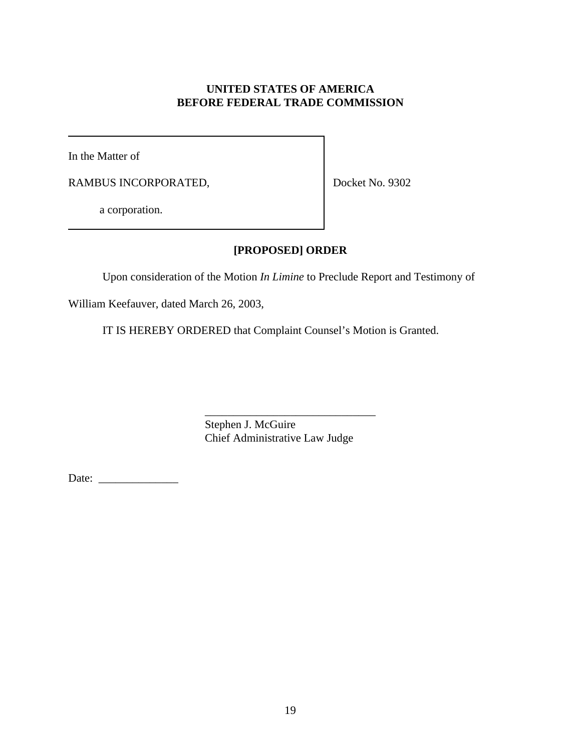**UNITED STATES OF AMERICA**
**BEFORE FEDERAL TRADE COMMISSION**

| | |
|---|---|
| In the Matter of<br><br>RAMBUS INCORPORATED,<br><br>a corporation. | Docket No. 9302 |

**[PROPOSED] ORDER**

Upon consideration of the Motion *In Limine* to Preclude Report and Testimony of William Keefauver, dated March 26, 2003,

IT IS HEREBY ORDERED that Complaint Counsel's Motion is Granted.

______________________________
Stephen J. McGuire
Chief Administrative Law Judge

Date: ______________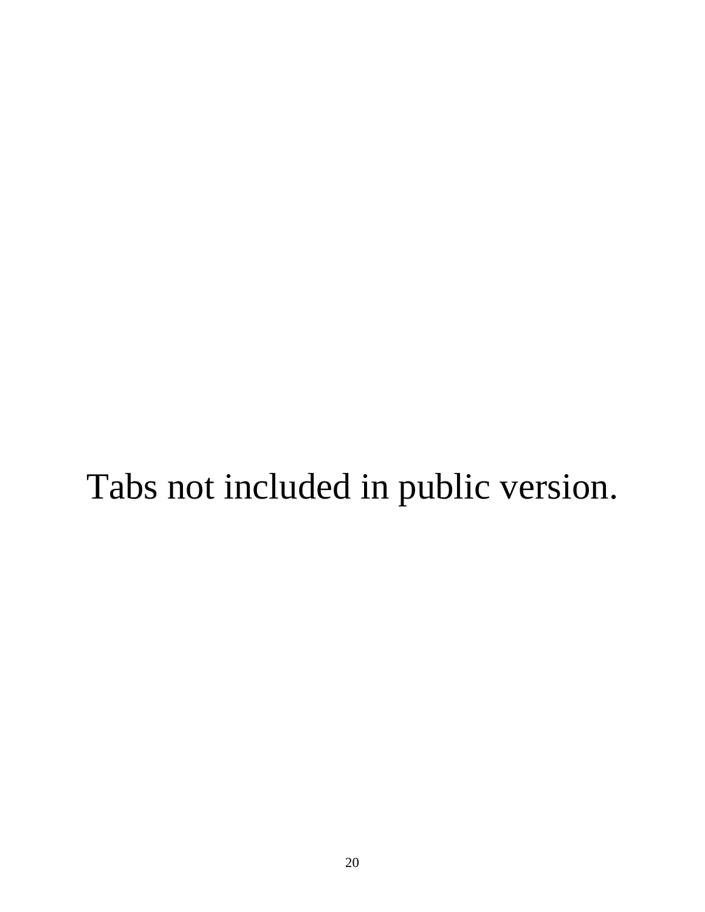Tabs not included in public version.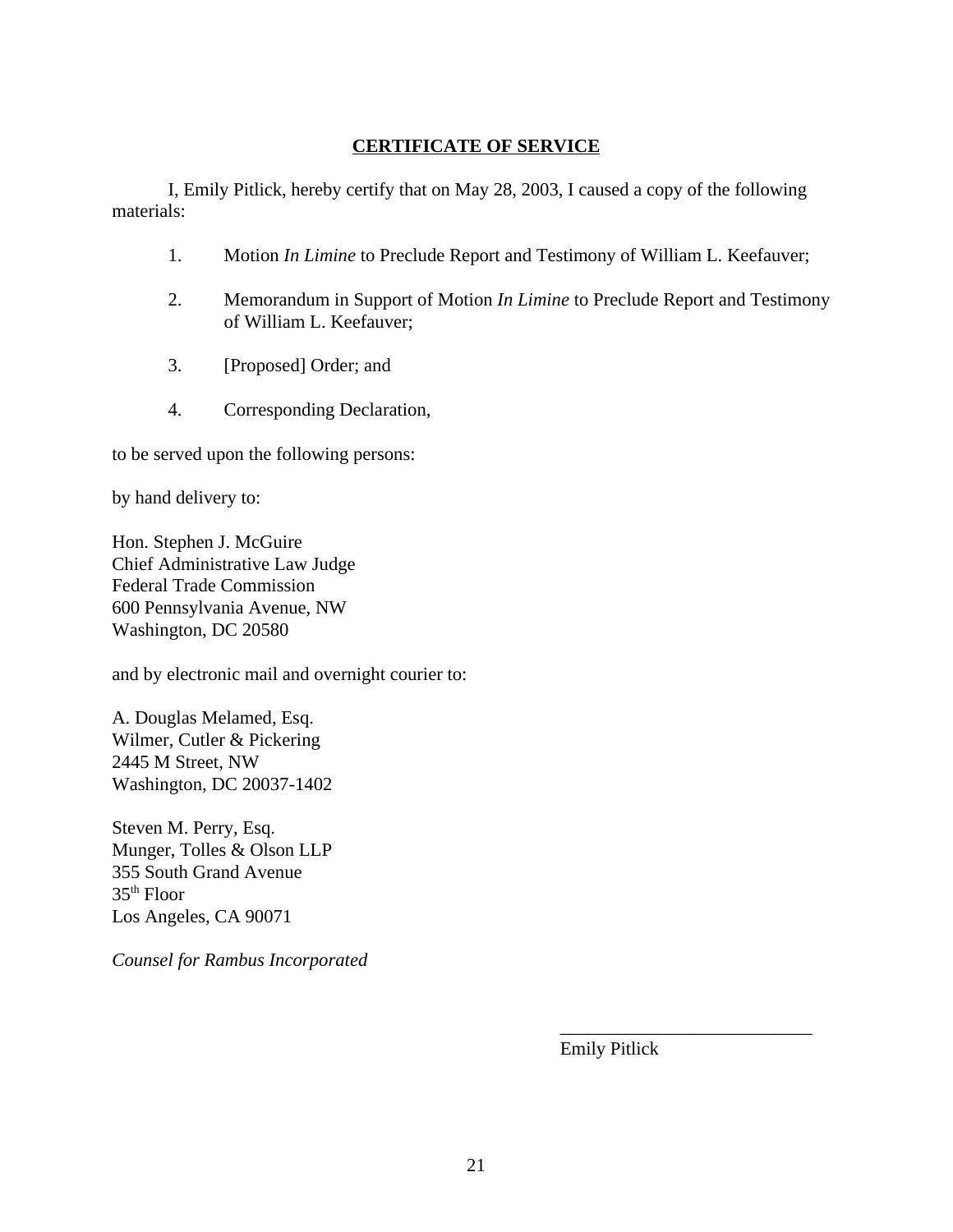## **CERTIFICATE OF SERVICE**

I, Emily Pitlick, hereby certify that on May 28, 2003, I caused a copy of the following materials:

1. Motion *In Limine* to Preclude Report and Testimony of William L. Keefauver;

2. Memorandum in Support of Motion *In Limine* to Preclude Report and Testimony of William L. Keefauver;

3. [Proposed] Order; and

4. Corresponding Declaration,

to be served upon the following persons:

by hand delivery to:

Hon. Stephen J. McGuire
Chief Administrative Law Judge
Federal Trade Commission
600 Pennsylvania Avenue, NW
Washington, DC 20580

and by electronic mail and overnight courier to:

A. Douglas Melamed, Esq.
Wilmer, Cutler & Pickering
2445 M Street, NW
Washington, DC 20037-1402

Steven M. Perry, Esq.
Munger, Tolles & Olson LLP
355 South Grand Avenue
35th Floor
Los Angeles, CA 90071

*Counsel for Rambus Incorporated*

___________________________
Emily Pitlick